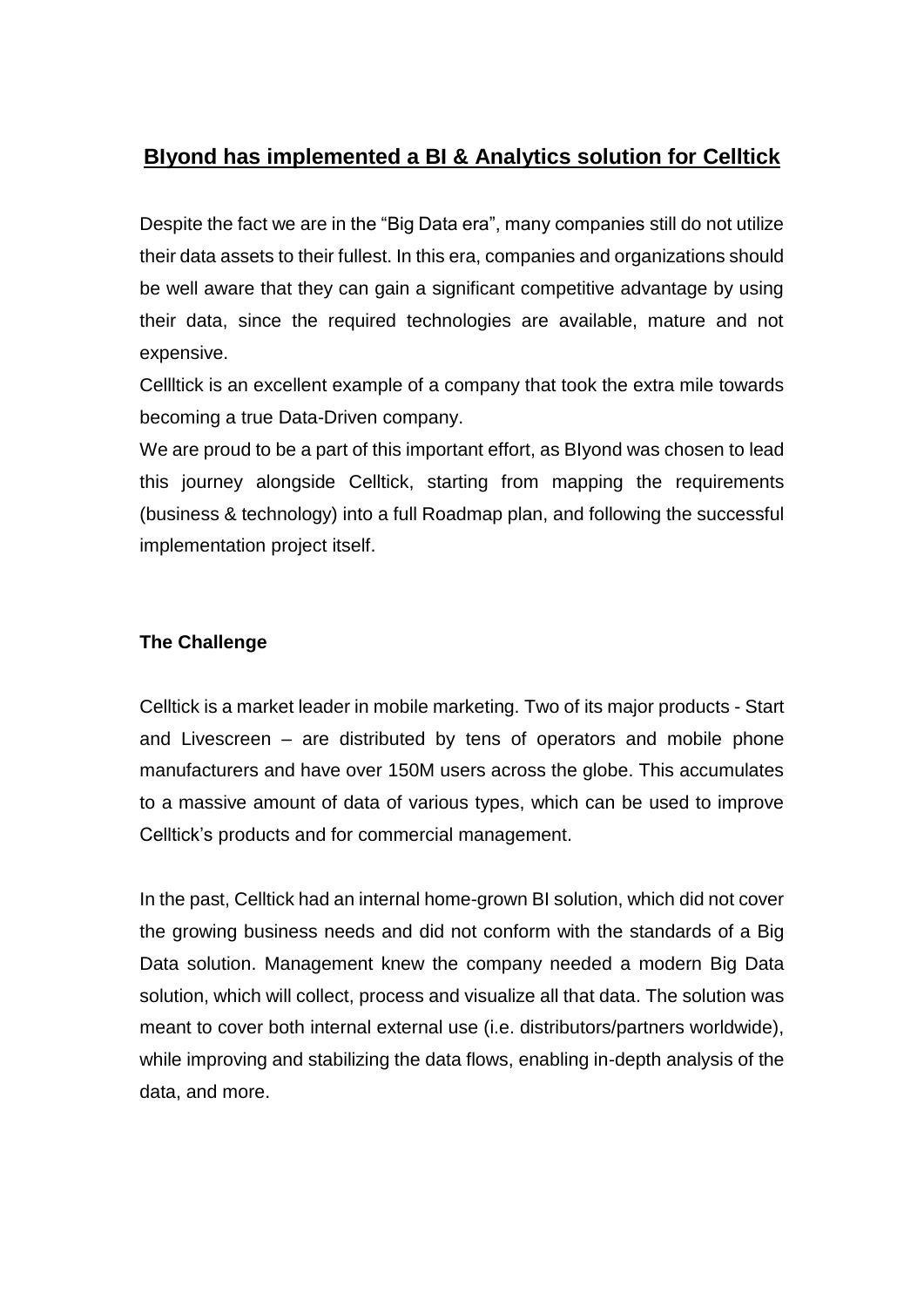# **BIyond has implemented a BI & Analytics solution for Celltick**

Despite the fact we are in the "Big Data era", many companies still do not utilize their data assets to their fullest. In this era, companies and organizations should be well aware that they can gain a significant competitive advantage by using their data, since the required technologies are available, mature and not expensive.

Cellltick is an excellent example of a company that took the extra mile towards becoming a true Data-Driven company.

We are proud to be a part of this important effort, as BIyond was chosen to lead this journey alongside Celltick, starting from mapping the requirements (business & technology) into a full Roadmap plan, and following the successful implementation project itself.

**The Challenge**

Celltick is a market leader in mobile marketing. Two of its major products - Start and Livescreen – are distributed by tens of operators and mobile phone manufacturers and have over 150M users across the globe. This accumulates to a massive amount of data of various types, which can be used to improve Celltick's products and for commercial management.

In the past, Celltick had an internal home-grown BI solution, which did not cover the growing business needs and did not conform with the standards of a Big Data solution. Management knew the company needed a modern Big Data solution, which will collect, process and visualize all that data. The solution was meant to cover both internal external use (i.e. distributors/partners worldwide), while improving and stabilizing the data flows, enabling in-depth analysis of the data, and more.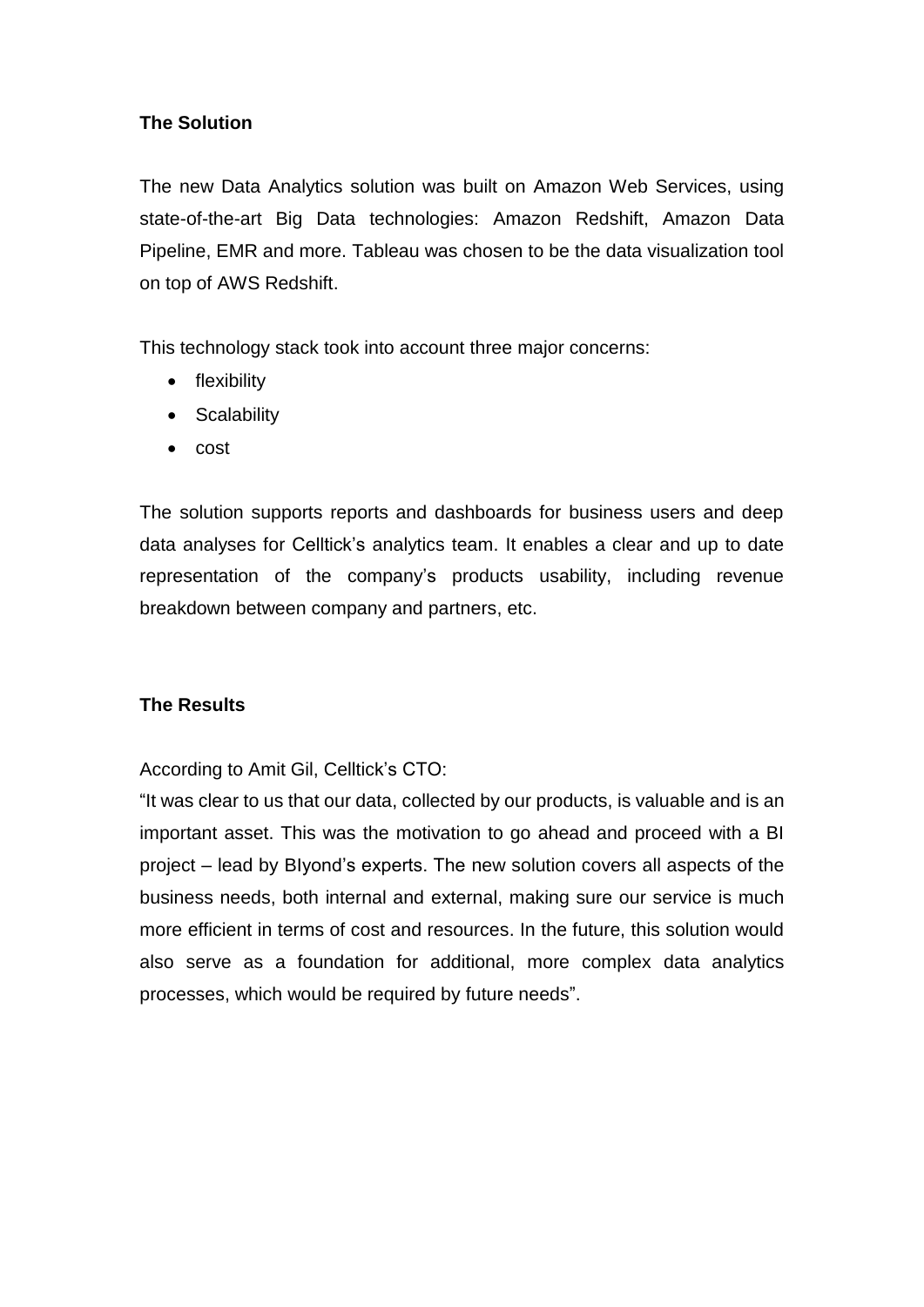**The Solution**

The new Data Analytics solution was built on Amazon Web Services, using state-of-the-art Big Data technologies: Amazon Redshift, Amazon Data Pipeline, EMR and more. Tableau was chosen to be the data visualization tool on top of AWS Redshift.

This technology stack took into account three major concerns:

- flexibility
- Scalability
- cost

The solution supports reports and dashboards for business users and deep data analyses for Celltick's analytics team. It enables a clear and up to date representation of the company's products usability, including revenue breakdown between company and partners, etc.

**The Results**

According to Amit Gil, Celltick's CTO:
"It was clear to us that our data, collected by our products, is valuable and is an important asset. This was the motivation to go ahead and proceed with a BI project – lead by BIyond's experts. The new solution covers all aspects of the business needs, both internal and external, making sure our service is much more efficient in terms of cost and resources. In the future, this solution would also serve as a foundation for additional, more complex data analytics processes, which would be required by future needs".